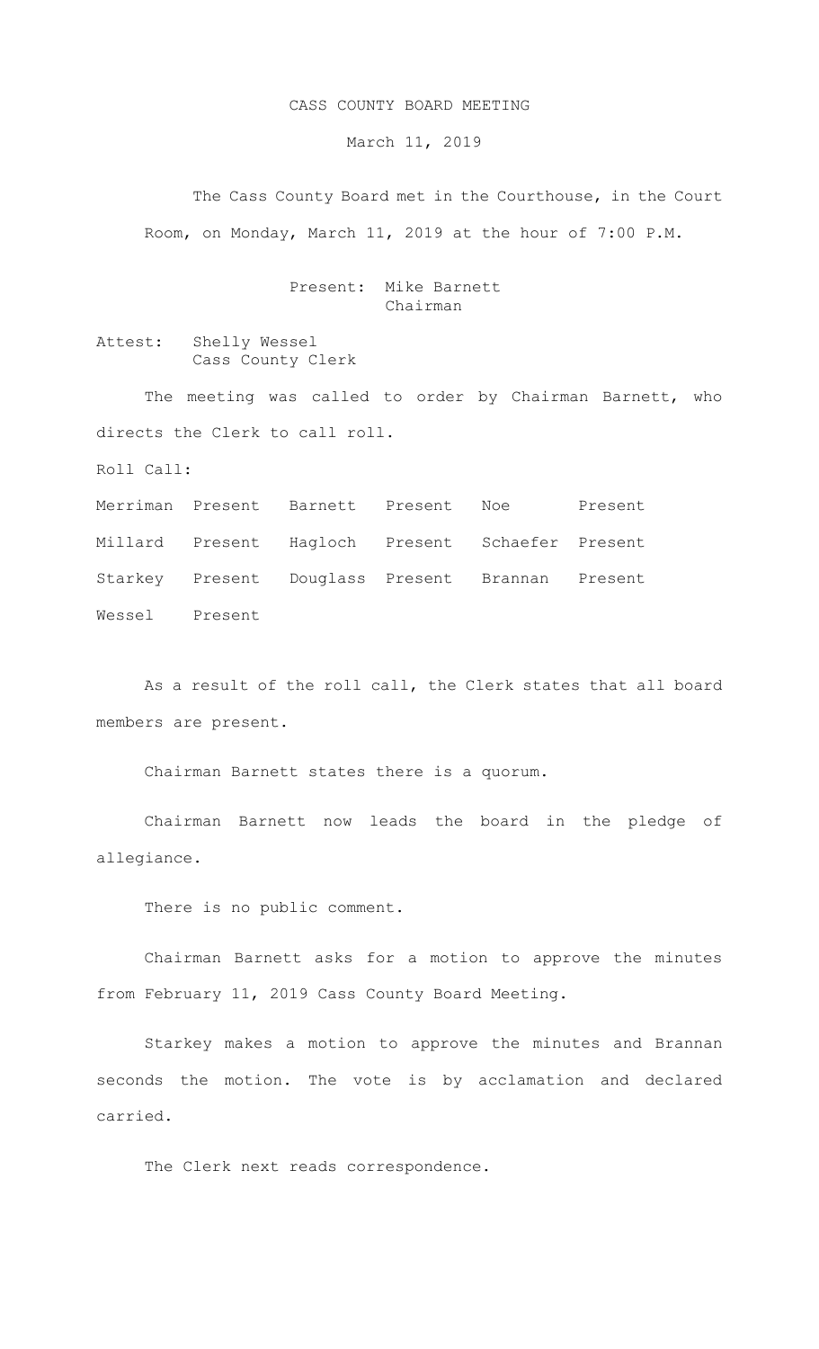# CASS COUNTY BOARD MEETING

March 11, 2019

The Cass County Board met in the Courthouse, in the Court Room, on Monday, March 11, 2019 at the hour of 7:00 P.M.

Present: Mike Barnett
Chairman

Attest: Shelly Wessel
Cass County Clerk

The meeting was called to order by Chairman Barnett, who directs the Clerk to call roll.

Roll Call:

| | | | | | |
|---|---|---|---|---|---|
| Merriman | Present | Barnett | Present | Noe | Present |
| Millard | Present | Hagloch | Present | Schaefer | Present |
| Starkey | Present | Douglass | Present | Brannan | Present |
| Wessel | Present | | | | |

As a result of the roll call, the Clerk states that all board members are present.

Chairman Barnett states there is a quorum.

Chairman Barnett now leads the board in the pledge of allegiance.

There is no public comment.

Chairman Barnett asks for a motion to approve the minutes from February 11, 2019 Cass County Board Meeting.

Starkey makes a motion to approve the minutes and Brannan seconds the motion. The vote is by acclamation and declared carried.

The Clerk next reads correspondence.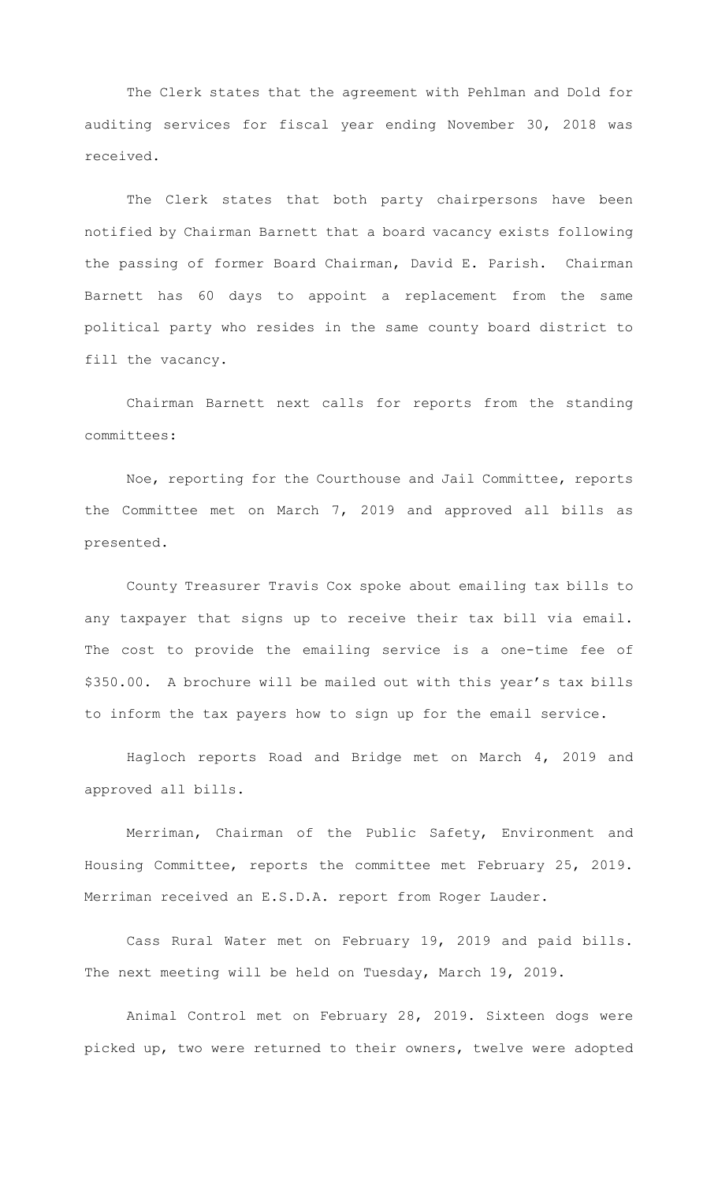The Clerk states that the agreement with Pehlman and Dold for auditing services for fiscal year ending November 30, 2018 was received.

The Clerk states that both party chairpersons have been notified by Chairman Barnett that a board vacancy exists following the passing of former Board Chairman, David E. Parish. Chairman Barnett has 60 days to appoint a replacement from the same political party who resides in the same county board district to fill the vacancy.

Chairman Barnett next calls for reports from the standing committees:

Noe, reporting for the Courthouse and Jail Committee, reports the Committee met on March 7, 2019 and approved all bills as presented.

County Treasurer Travis Cox spoke about emailing tax bills to any taxpayer that signs up to receive their tax bill via email. The cost to provide the emailing service is a one-time fee of $350.00. A brochure will be mailed out with this year's tax bills to inform the tax payers how to sign up for the email service.

Hagloch reports Road and Bridge met on March 4, 2019 and approved all bills.

Merriman, Chairman of the Public Safety, Environment and Housing Committee, reports the committee met February 25, 2019. Merriman received an E.S.D.A. report from Roger Lauder.

Cass Rural Water met on February 19, 2019 and paid bills. The next meeting will be held on Tuesday, March 19, 2019.

Animal Control met on February 28, 2019. Sixteen dogs were picked up, two were returned to their owners, twelve were adopted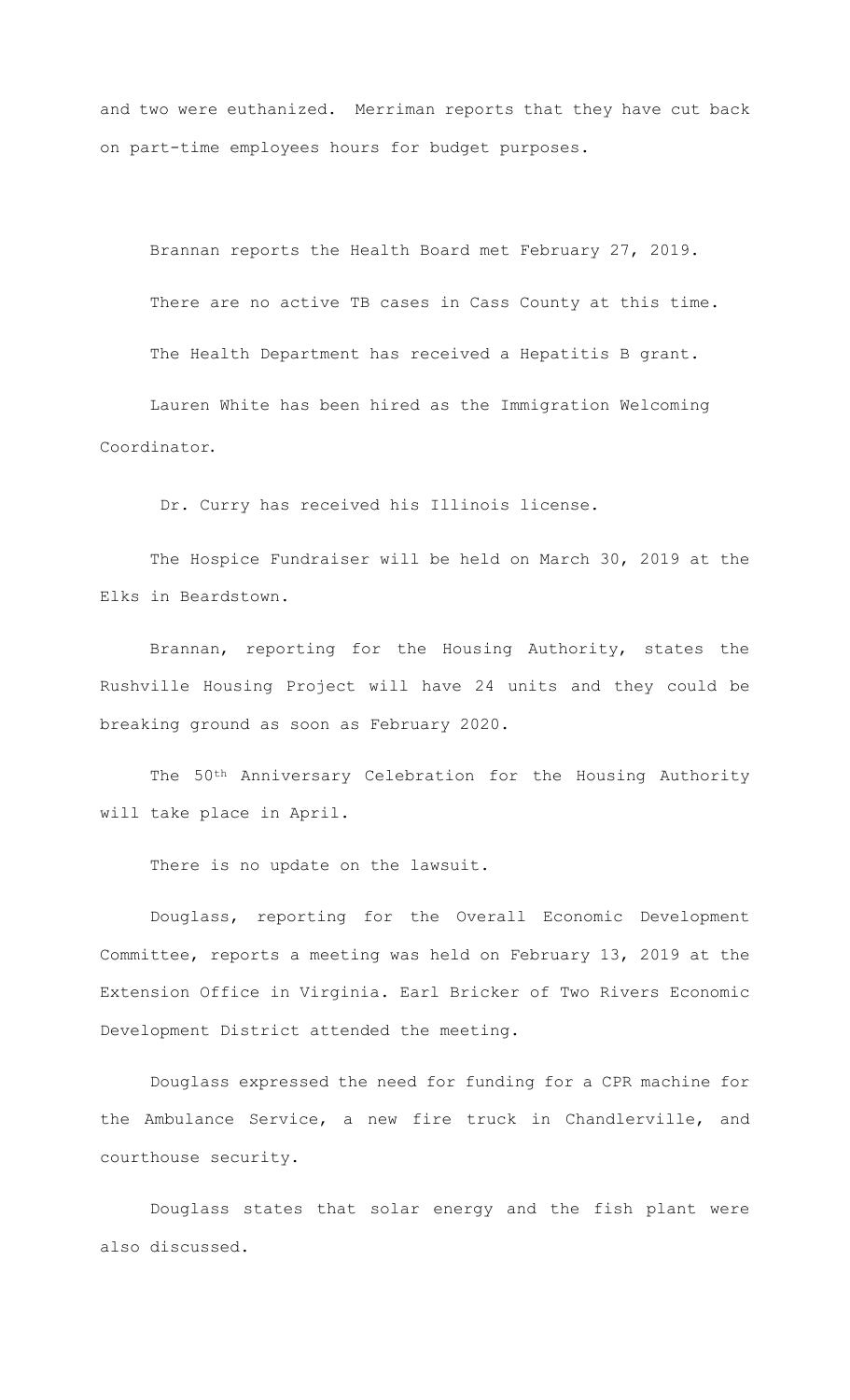and two were euthanized. Merriman reports that they have cut back on part-time employees hours for budget purposes.

Brannan reports the Health Board met February 27, 2019.

There are no active TB cases in Cass County at this time.

The Health Department has received a Hepatitis B grant.

Lauren White has been hired as the Immigration Welcoming Coordinator.

Dr. Curry has received his Illinois license.

The Hospice Fundraiser will be held on March 30, 2019 at the Elks in Beardstown.

Brannan, reporting for the Housing Authority, states the Rushville Housing Project will have 24 units and they could be breaking ground as soon as February 2020.

The 50th Anniversary Celebration for the Housing Authority will take place in April.

There is no update on the lawsuit.

Douglass, reporting for the Overall Economic Development Committee, reports a meeting was held on February 13, 2019 at the Extension Office in Virginia. Earl Bricker of Two Rivers Economic Development District attended the meeting.

Douglass expressed the need for funding for a CPR machine for the Ambulance Service, a new fire truck in Chandlerville, and courthouse security.

Douglass states that solar energy and the fish plant were also discussed.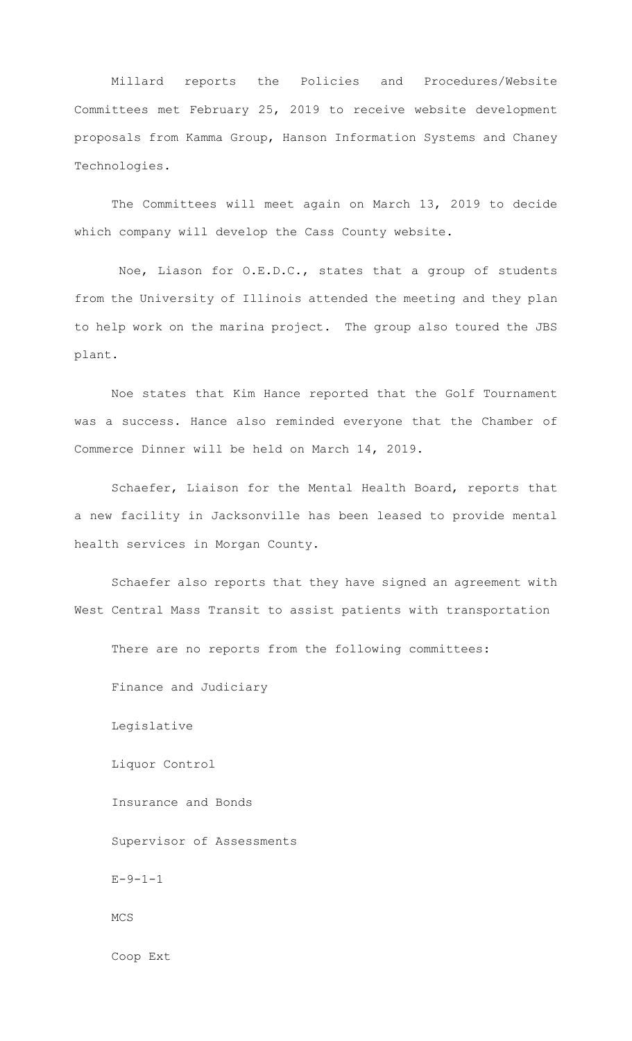Millard reports the Policies and Procedures/Website Committees met February 25, 2019 to receive website development proposals from Kamma Group, Hanson Information Systems and Chaney Technologies.

The Committees will meet again on March 13, 2019 to decide which company will develop the Cass County website.

Noe, Liason for O.E.D.C., states that a group of students from the University of Illinois attended the meeting and they plan to help work on the marina project. The group also toured the JBS plant.

Noe states that Kim Hance reported that the Golf Tournament was a success. Hance also reminded everyone that the Chamber of Commerce Dinner will be held on March 14, 2019.

Schaefer, Liaison for the Mental Health Board, reports that a new facility in Jacksonville has been leased to provide mental health services in Morgan County.

Schaefer also reports that they have signed an agreement with West Central Mass Transit to assist patients with transportation

There are no reports from the following committees:

Finance and Judiciary

Legislative

Liquor Control

Insurance and Bonds

Supervisor of Assessments

E-9-1-1

MCS

Coop Ext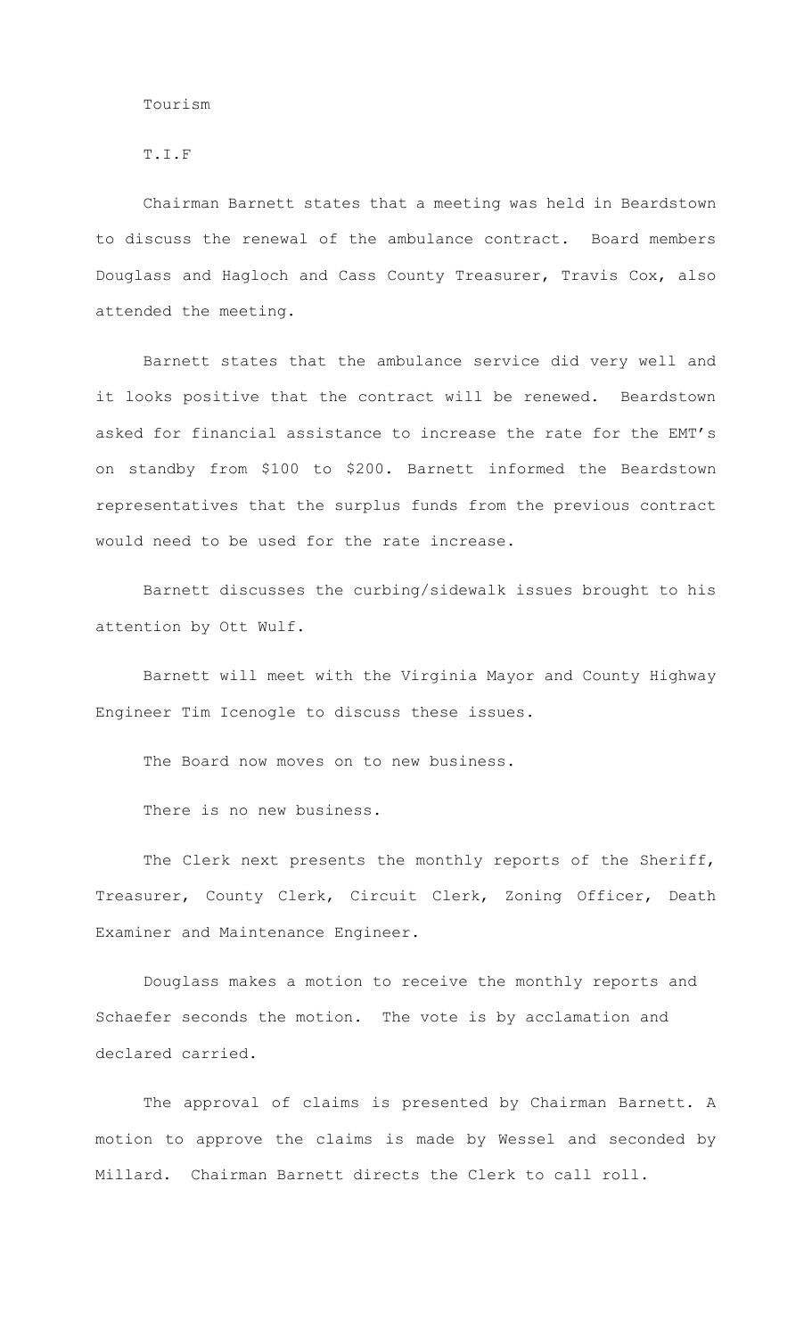Tourism

T.I.F

Chairman Barnett states that a meeting was held in Beardstown to discuss the renewal of the ambulance contract. Board members Douglass and Hagloch and Cass County Treasurer, Travis Cox, also attended the meeting.

Barnett states that the ambulance service did very well and it looks positive that the contract will be renewed. Beardstown asked for financial assistance to increase the rate for the EMT's on standby from $100 to $200. Barnett informed the Beardstown representatives that the surplus funds from the previous contract would need to be used for the rate increase.

Barnett discusses the curbing/sidewalk issues brought to his attention by Ott Wulf.

Barnett will meet with the Virginia Mayor and County Highway Engineer Tim Icenogle to discuss these issues.

The Board now moves on to new business.

There is no new business.

The Clerk next presents the monthly reports of the Sheriff, Treasurer, County Clerk, Circuit Clerk, Zoning Officer, Death Examiner and Maintenance Engineer.

Douglass makes a motion to receive the monthly reports and Schaefer seconds the motion. The vote is by acclamation and declared carried.

The approval of claims is presented by Chairman Barnett. A motion to approve the claims is made by Wessel and seconded by Millard. Chairman Barnett directs the Clerk to call roll.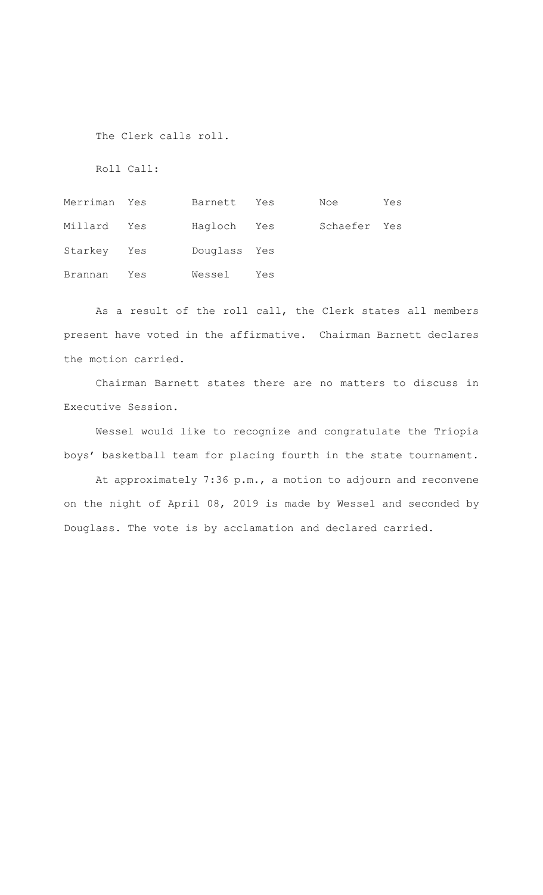The Clerk calls roll.

Roll Call:

| | | | | | |
|---|---|---|---|---|---|
| Merriman | Yes | Barnett | Yes | Noe | Yes |
| Millard | Yes | Hagloch | Yes | Schaefer | Yes |
| Starkey | Yes | Douglass | Yes | | |
| Brannan | Yes | Wessel | Yes | | |

As a result of the roll call, the Clerk states all members present have voted in the affirmative. Chairman Barnett declares the motion carried.

Chairman Barnett states there are no matters to discuss in Executive Session.

Wessel would like to recognize and congratulate the Triopia boys' basketball team for placing fourth in the state tournament.

At approximately 7:36 p.m., a motion to adjourn and reconvene on the night of April 08, 2019 is made by Wessel and seconded by Douglass. The vote is by acclamation and declared carried.